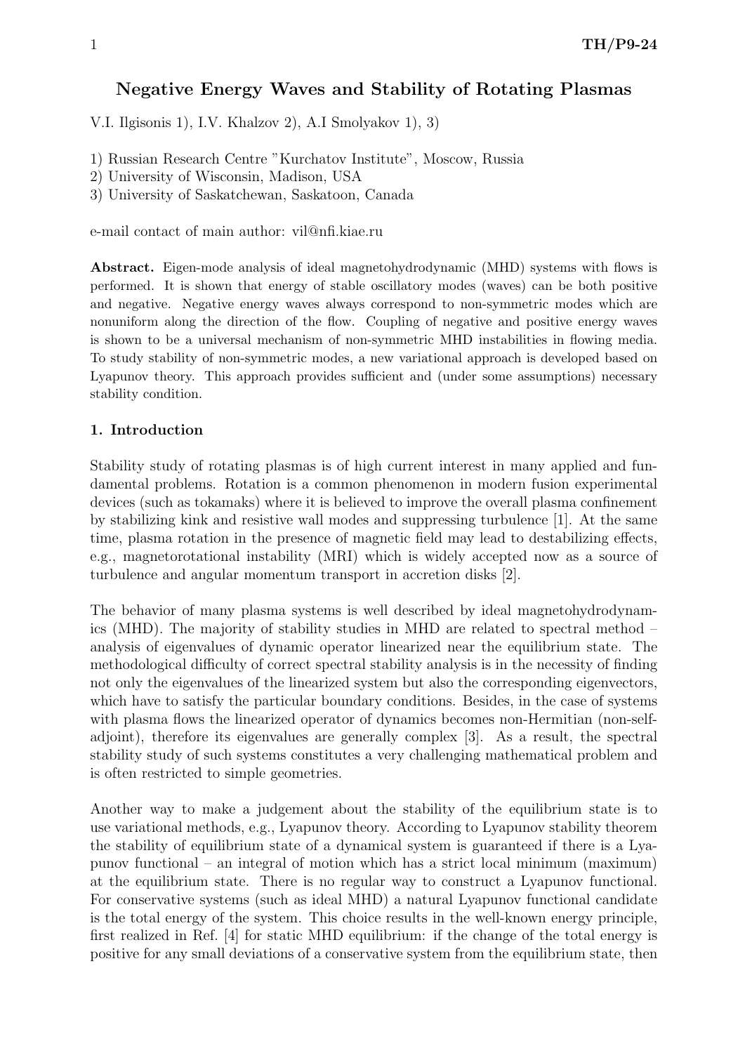# Negative Energy Waves and Stability of Rotating Plasmas

V.I. Ilgisonis 1), I.V. Khalzov 2), A.I Smolyakov 1), 3)

1) Russian Research Centre "Kurchatov Institute", Moscow, Russia
2) University of Wisconsin, Madison, USA
3) University of Saskatchewan, Saskatoon, Canada

e-mail contact of main author: vil@nfi.kiae.ru

**Abstract.** Eigen-mode analysis of ideal magnetohydrodynamic (MHD) systems with flows is performed. It is shown that energy of stable oscillatory modes (waves) can be both positive and negative. Negative energy waves always correspond to non-symmetric modes which are nonuniform along the direction of the flow. Coupling of negative and positive energy waves is shown to be a universal mechanism of non-symmetric MHD instabilities in flowing media. To study stability of non-symmetric modes, a new variational approach is developed based on Lyapunov theory. This approach provides sufficient and (under some assumptions) necessary stability condition.

## 1. Introduction

Stability study of rotating plasmas is of high current interest in many applied and fundamental problems. Rotation is a common phenomenon in modern fusion experimental devices (such as tokamaks) where it is believed to improve the overall plasma confinement by stabilizing kink and resistive wall modes and suppressing turbulence [1]. At the same time, plasma rotation in the presence of magnetic field may lead to destabilizing effects, e.g., magnetorotational instability (MRI) which is widely accepted now as a source of turbulence and angular momentum transport in accretion disks [2].

The behavior of many plasma systems is well described by ideal magnetohydrodynamics (MHD). The majority of stability studies in MHD are related to spectral method – analysis of eigenvalues of dynamic operator linearized near the equilibrium state. The methodological difficulty of correct spectral stability analysis is in the necessity of finding not only the eigenvalues of the linearized system but also the corresponding eigenvectors, which have to satisfy the particular boundary conditions. Besides, in the case of systems with plasma flows the linearized operator of dynamics becomes non-Hermitian (non-self-adjoint), therefore its eigenvalues are generally complex [3]. As a result, the spectral stability study of such systems constitutes a very challenging mathematical problem and is often restricted to simple geometries.

Another way to make a judgement about the stability of the equilibrium state is to use variational methods, e.g., Lyapunov theory. According to Lyapunov stability theorem the stability of equilibrium state of a dynamical system is guaranteed if there is a Lyapunov functional – an integral of motion which has a strict local minimum (maximum) at the equilibrium state. There is no regular way to construct a Lyapunov functional. For conservative systems (such as ideal MHD) a natural Lyapunov functional candidate is the total energy of the system. This choice results in the well-known energy principle, first realized in Ref. [4] for static MHD equilibrium: if the change of the total energy is positive for any small deviations of a conservative system from the equilibrium state, then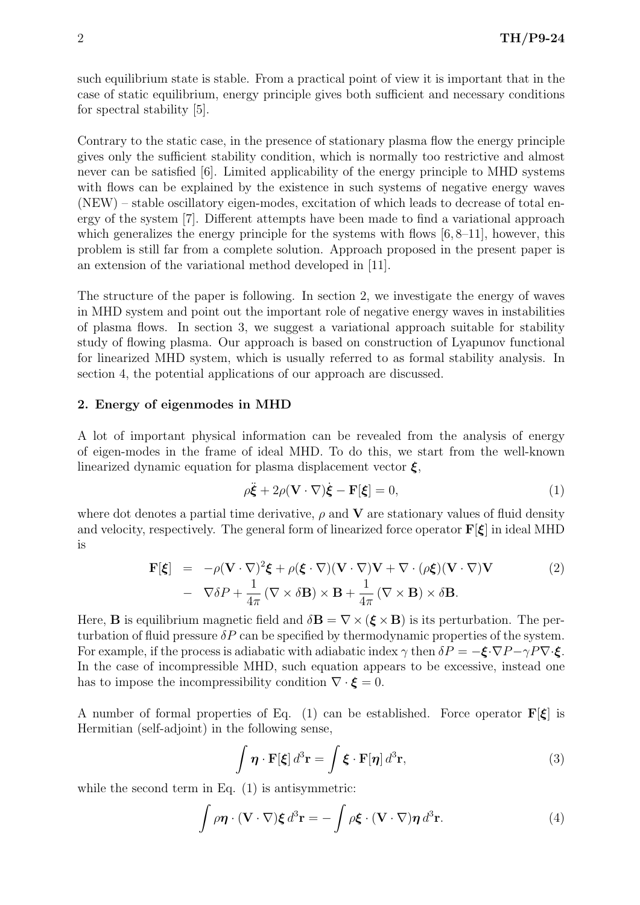such equilibrium state is stable. From a practical point of view it is important that in the case of static equilibrium, energy principle gives both sufficient and necessary conditions for spectral stability [5].

Contrary to the static case, in the presence of stationary plasma flow the energy principle gives only the sufficient stability condition, which is normally too restrictive and almost never can be satisfied [6]. Limited applicability of the energy principle to MHD systems with flows can be explained by the existence in such systems of negative energy waves (NEW) – stable oscillatory eigen-modes, excitation of which leads to decrease of total energy of the system [7]. Different attempts have been made to find a variational approach which generalizes the energy principle for the systems with flows [6, 8–11], however, this problem is still far from a complete solution. Approach proposed in the present paper is an extension of the variational method developed in [11].

The structure of the paper is following. In section 2, we investigate the energy of waves in MHD system and point out the important role of negative energy waves in instabilities of plasma flows. In section 3, we suggest a variational approach suitable for stability study of flowing plasma. Our approach is based on construction of Lyapunov functional for linearized MHD system, which is usually referred to as formal stability analysis. In section 4, the potential applications of our approach are discussed.

## 2. Energy of eigenmodes in MHD

A lot of important physical information can be revealed from the analysis of energy of eigen-modes in the frame of ideal MHD. To do this, we start from the well-known linearized dynamic equation for plasma displacement vector $\boldsymbol{\xi}$,

$$\rho\ddot{\boldsymbol{\xi}} + 2\rho(\mathbf{V}\cdot\nabla)\dot{\boldsymbol{\xi}} - \mathbf{F}[\boldsymbol{\xi}] = 0, \tag{1}$$

where dot denotes a partial time derivative, $\rho$ and $\mathbf{V}$ are stationary values of fluid density and velocity, respectively. The general form of linearized force operator $\mathbf{F}[\boldsymbol{\xi}]$ in ideal MHD is

$$\begin{aligned}\mathbf{F}[\boldsymbol{\xi}] &= -\rho(\mathbf{V}\cdot\nabla)^2\boldsymbol{\xi} + \rho(\boldsymbol{\xi}\cdot\nabla)(\mathbf{V}\cdot\nabla)\mathbf{V} + \nabla\cdot(\rho\boldsymbol{\xi})(\mathbf{V}\cdot\nabla)\mathbf{V} \\ &- \nabla\delta P + \frac{1}{4\pi}(\nabla\times\delta\mathbf{B})\times\mathbf{B} + \frac{1}{4\pi}(\nabla\times\mathbf{B})\times\delta\mathbf{B}.\end{aligned} \tag{2}$$

Here, $\mathbf{B}$ is equilibrium magnetic field and $\delta\mathbf{B} = \nabla\times(\boldsymbol{\xi}\times\mathbf{B})$ is its perturbation. The perturbation of fluid pressure $\delta P$ can be specified by thermodynamic properties of the system. For example, if the process is adiabatic with adiabatic index $\gamma$ then $\delta P = -\boldsymbol{\xi}\cdot\nabla P - \gamma P\nabla\cdot\boldsymbol{\xi}$. In the case of incompressible MHD, such equation appears to be excessive, instead one has to impose the incompressibility condition $\nabla\cdot\boldsymbol{\xi} = 0$.

A number of formal properties of Eq. (1) can be established. Force operator $\mathbf{F}[\boldsymbol{\xi}]$ is Hermitian (self-adjoint) in the following sense,

$$\int \boldsymbol{\eta}\cdot\mathbf{F}[\boldsymbol{\xi}]\,d^3\mathbf{r} = \int \boldsymbol{\xi}\cdot\mathbf{F}[\boldsymbol{\eta}]\,d^3\mathbf{r}, \tag{3}$$

while the second term in Eq. (1) is antisymmetric:

$$\int \rho\boldsymbol{\eta}\cdot(\mathbf{V}\cdot\nabla)\boldsymbol{\xi}\,d^3\mathbf{r} = -\int \rho\boldsymbol{\xi}\cdot(\mathbf{V}\cdot\nabla)\boldsymbol{\eta}\,d^3\mathbf{r}. \tag{4}$$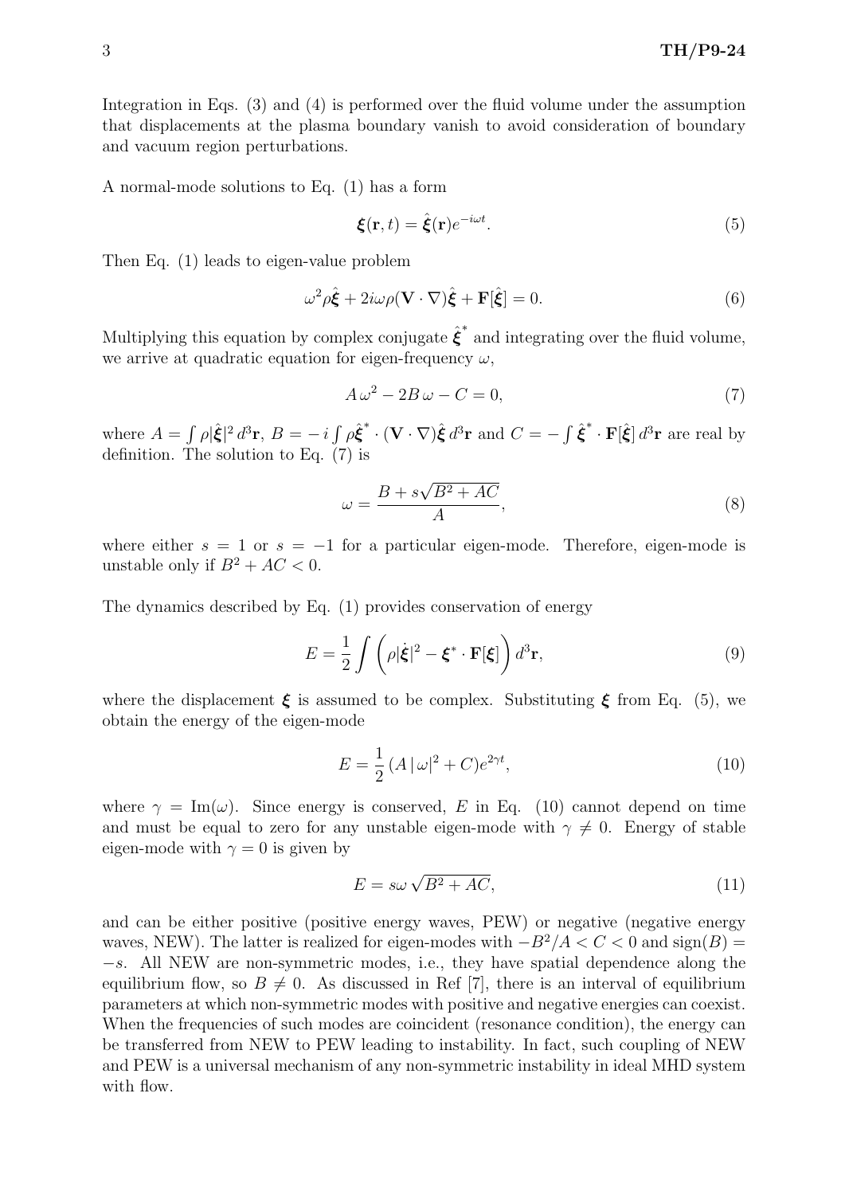Integration in Eqs. (3) and (4) is performed over the fluid volume under the assumption that displacements at the plasma boundary vanish to avoid consideration of boundary and vacuum region perturbations.

A normal-mode solutions to Eq. (1) has a form

$$\boldsymbol{\xi}(\mathbf{r}, t) = \hat{\boldsymbol{\xi}}(\mathbf{r}) e^{-i\omega t}. \tag{5}$$

Then Eq. (1) leads to eigen-value problem

$$\omega^2 \rho \hat{\boldsymbol{\xi}} + 2i\omega\rho(\mathbf{V} \cdot \nabla)\hat{\boldsymbol{\xi}} + \mathbf{F}[\hat{\boldsymbol{\xi}}] = 0. \tag{6}$$

Multiplying this equation by complex conjugate $\hat{\boldsymbol{\xi}}^*$ and integrating over the fluid volume, we arrive at quadratic equation for eigen-frequency $\omega$,

$$A\,\omega^2 - 2B\,\omega - C = 0, \tag{7}$$

where $A = \int \rho |\hat{\boldsymbol{\xi}}|^2 \, d^3\mathbf{r}$, $B = -\,i \int \rho \hat{\boldsymbol{\xi}}^* \cdot (\mathbf{V} \cdot \nabla)\hat{\boldsymbol{\xi}} \, d^3\mathbf{r}$ and $C = -\int \hat{\boldsymbol{\xi}}^* \cdot \mathbf{F}[\hat{\boldsymbol{\xi}}] \, d^3\mathbf{r}$ are real by definition. The solution to Eq. (7) is

$$\omega = \frac{B + s\sqrt{B^2 + AC}}{A}, \tag{8}$$

where either $s = 1$ or $s = -1$ for a particular eigen-mode. Therefore, eigen-mode is unstable only if $B^2 + AC < 0$.

The dynamics described by Eq. (1) provides conservation of energy

$$E = \frac{1}{2} \int \left( \rho |\dot{\boldsymbol{\xi}}|^2 - \boldsymbol{\xi}^* \cdot \mathbf{F}[\boldsymbol{\xi}] \right) d^3\mathbf{r}, \tag{9}$$

where the displacement $\boldsymbol{\xi}$ is assumed to be complex. Substituting $\boldsymbol{\xi}$ from Eq. (5), we obtain the energy of the eigen-mode

$$E = \frac{1}{2} \left( A\,|\,\omega|^2 + C \right) e^{2\gamma t}, \tag{10}$$

where $\gamma = \mathrm{Im}(\omega)$. Since energy is conserved, $E$ in Eq. (10) cannot depend on time and must be equal to zero for any unstable eigen-mode with $\gamma \neq 0$. Energy of stable eigen-mode with $\gamma = 0$ is given by

$$E = s\omega \sqrt{B^2 + AC}, \tag{11}$$

and can be either positive (positive energy waves, PEW) or negative (negative energy waves, NEW). The latter is realized for eigen-modes with $-B^2/A < C < 0$ and $\mathrm{sign}(B) = -s$. All NEW are non-symmetric modes, i.e., they have spatial dependence along the equilibrium flow, so $B \neq 0$. As discussed in Ref [7], there is an interval of equilibrium parameters at which non-symmetric modes with positive and negative energies can coexist. When the frequencies of such modes are coincident (resonance condition), the energy can be transferred from NEW to PEW leading to instability. In fact, such coupling of NEW and PEW is a universal mechanism of any non-symmetric instability in ideal MHD system with flow.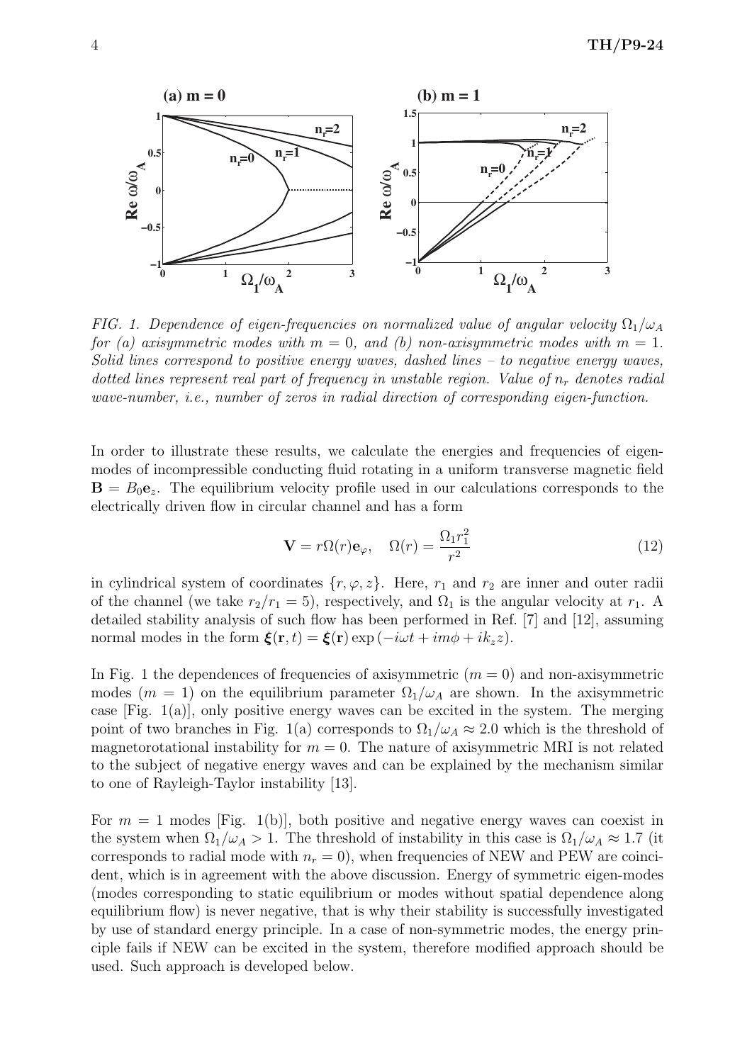FIG. 1. *Dependence of eigen-frequencies on normalized value of angular velocity $\Omega_1/\omega_A$ for (a) axisymmetric modes with $m = 0$, and (b) non-axisymmetric modes with $m = 1$. Solid lines correspond to positive energy waves, dashed lines – to negative energy waves, dotted lines represent real part of frequency in unstable region. Value of $n_r$ denotes radial wave-number, i.e., number of zeros in radial direction of corresponding eigen-function.*

In order to illustrate these results, we calculate the energies and frequencies of eigenmodes of incompressible conducting fluid rotating in a uniform transverse magnetic field $\mathbf{B} = B_0\mathbf{e}_z$. The equilibrium velocity profile used in our calculations corresponds to the electrically driven flow in circular channel and has a form

$$\mathbf{V} = r\Omega(r)\mathbf{e}_\varphi, \quad \Omega(r) = \frac{\Omega_1 r_1^2}{r^2} \tag{12}$$

in cylindrical system of coordinates $\{r, \varphi, z\}$. Here, $r_1$ and $r_2$ are inner and outer radii of the channel (we take $r_2/r_1 = 5$), respectively, and $\Omega_1$ is the angular velocity at $r_1$. A detailed stability analysis of such flow has been performed in Ref. [7] and [12], assuming normal modes in the form $\boldsymbol{\xi}(\mathbf{r}, t) = \boldsymbol{\xi}(\mathbf{r}) \exp(-i\omega t + im\phi + ik_z z)$.

In Fig. 1 the dependences of frequencies of axisymmetric ($m = 0$) and non-axisymmetric modes ($m = 1$) on the equilibrium parameter $\Omega_1/\omega_A$ are shown. In the axisymmetric case [Fig. 1(a)], only positive energy waves can be excited in the system. The merging point of two branches in Fig. 1(a) corresponds to $\Omega_1/\omega_A \approx 2.0$ which is the threshold of magnetorotational instability for $m = 0$. The nature of axisymmetric MRI is not related to the subject of negative energy waves and can be explained by the mechanism similar to one of Rayleigh-Taylor instability [13].

For $m = 1$ modes [Fig. 1(b)], both positive and negative energy waves can coexist in the system when $\Omega_1/\omega_A > 1$. The threshold of instability in this case is $\Omega_1/\omega_A \approx 1.7$ (it corresponds to radial mode with $n_r = 0$), when frequencies of NEW and PEW are coincident, which is in agreement with the above discussion. Energy of symmetric eigen-modes (modes corresponding to static equilibrium or modes without spatial dependence along equilibrium flow) is never negative, that is why their stability is successfully investigated by use of standard energy principle. In a case of non-symmetric modes, the energy principle fails if NEW can be excited in the system, therefore modified approach should be used. Such approach is developed below.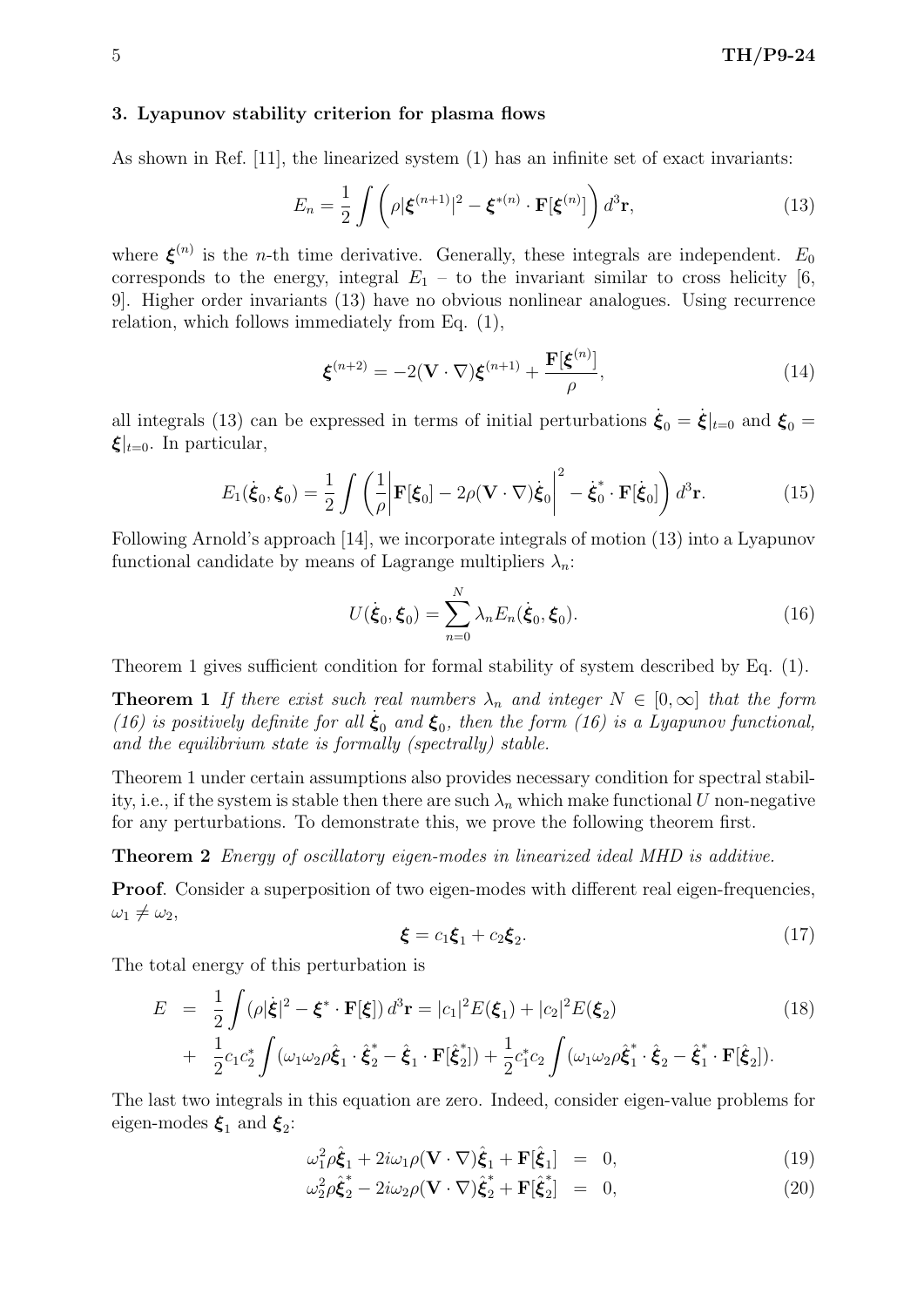### 3. Lyapunov stability criterion for plasma flows

As shown in Ref. [11], the linearized system (1) has an infinite set of exact invariants:

$$E_n = \frac{1}{2}\int \left(\rho|\boldsymbol{\xi}^{(n+1)}|^2 - \boldsymbol{\xi}^{*(n)}\cdot \mathbf{F}[\boldsymbol{\xi}^{(n)}]\right) d^3\mathbf{r}, \tag{13}$$

where $\boldsymbol{\xi}^{(n)}$ is the $n$-th time derivative. Generally, these integrals are independent. $E_0$ corresponds to the energy, integral $E_1$ – to the invariant similar to cross helicity [6, 9]. Higher order invariants (13) have no obvious nonlinear analogues. Using recurrence relation, which follows immediately from Eq. (1),

$$\boldsymbol{\xi}^{(n+2)} = -2(\mathbf{V}\cdot\nabla)\boldsymbol{\xi}^{(n+1)} + \frac{\mathbf{F}[\boldsymbol{\xi}^{(n)}]}{\rho}, \tag{14}$$

all integrals (13) can be expressed in terms of initial perturbations $\dot{\boldsymbol{\xi}}_0 = \dot{\boldsymbol{\xi}}|_{t=0}$ and $\boldsymbol{\xi}_0 = \boldsymbol{\xi}|_{t=0}$. In particular,

$$E_1(\dot{\boldsymbol{\xi}}_0, \boldsymbol{\xi}_0) = \frac{1}{2}\int \left(\frac{1}{\rho}\left|\mathbf{F}[\boldsymbol{\xi}_0] - 2\rho(\mathbf{V}\cdot\nabla)\dot{\boldsymbol{\xi}}_0\right|^2 - \dot{\boldsymbol{\xi}}_0^* \cdot \mathbf{F}[\dot{\boldsymbol{\xi}}_0]\right) d^3\mathbf{r}. \tag{15}$$

Following Arnold's approach [14], we incorporate integrals of motion (13) into a Lyapunov functional candidate by means of Lagrange multipliers $\lambda_n$:

$$U(\dot{\boldsymbol{\xi}}_0, \boldsymbol{\xi}_0) = \sum_{n=0}^{N} \lambda_n E_n(\dot{\boldsymbol{\xi}}_0, \boldsymbol{\xi}_0). \tag{16}$$

Theorem 1 gives sufficient condition for formal stability of system described by Eq. (1).

**Theorem 1** *If there exist such real numbers $\lambda_n$ and integer $N \in [0, \infty]$ that the form (16) is positively definite for all $\dot{\boldsymbol{\xi}}_0$ and $\boldsymbol{\xi}_0$, then the form (16) is a Lyapunov functional, and the equilibrium state is formally (spectrally) stable.*

Theorem 1 under certain assumptions also provides necessary condition for spectral stability, i.e., if the system is stable then there are such $\lambda_n$ which make functional $U$ non-negative for any perturbations. To demonstrate this, we prove the following theorem first.

**Theorem 2** *Energy of oscillatory eigen-modes in linearized ideal MHD is additive.*

**Proof**. Consider a superposition of two eigen-modes with different real eigen-frequencies, $\omega_1 \neq \omega_2$,

$$\boldsymbol{\xi} = c_1\boldsymbol{\xi}_1 + c_2\boldsymbol{\xi}_2. \tag{17}$$

The total energy of this perturbation is

$$\begin{aligned} E &= \frac{1}{2}\int \left(\rho|\dot{\boldsymbol{\xi}}|^2 - \boldsymbol{\xi}^*\cdot\mathbf{F}[\boldsymbol{\xi}]\right) d^3\mathbf{r} = |c_1|^2 E(\boldsymbol{\xi}_1) + |c_2|^2 E(\boldsymbol{\xi}_2) \\ &+ \frac{1}{2}c_1 c_2^* \int (\omega_1\omega_2\rho\hat{\boldsymbol{\xi}}_1\cdot\hat{\boldsymbol{\xi}}_2^* - \hat{\boldsymbol{\xi}}_1\cdot\mathbf{F}[\hat{\boldsymbol{\xi}}_2^*]) + \frac{1}{2}c_1^* c_2 \int (\omega_1\omega_2\rho\hat{\boldsymbol{\xi}}_1^*\cdot\hat{\boldsymbol{\xi}}_2 - \hat{\boldsymbol{\xi}}_1^*\cdot\mathbf{F}[\hat{\boldsymbol{\xi}}_2]). \end{aligned} \tag{18}$$

The last two integrals in this equation are zero. Indeed, consider eigen-value problems for eigen-modes $\boldsymbol{\xi}_1$ and $\boldsymbol{\xi}_2$:

$$\omega_1^2\rho\hat{\boldsymbol{\xi}}_1 + 2i\omega_1\rho(\mathbf{V}\cdot\nabla)\hat{\boldsymbol{\xi}}_1 + \mathbf{F}[\hat{\boldsymbol{\xi}}_1] = 0, \tag{19}$$

$$\omega_2^2\rho\hat{\boldsymbol{\xi}}_2^* - 2i\omega_2\rho(\mathbf{V}\cdot\nabla)\hat{\boldsymbol{\xi}}_2^* + \mathbf{F}[\hat{\boldsymbol{\xi}}_2^*] = 0, \tag{20}$$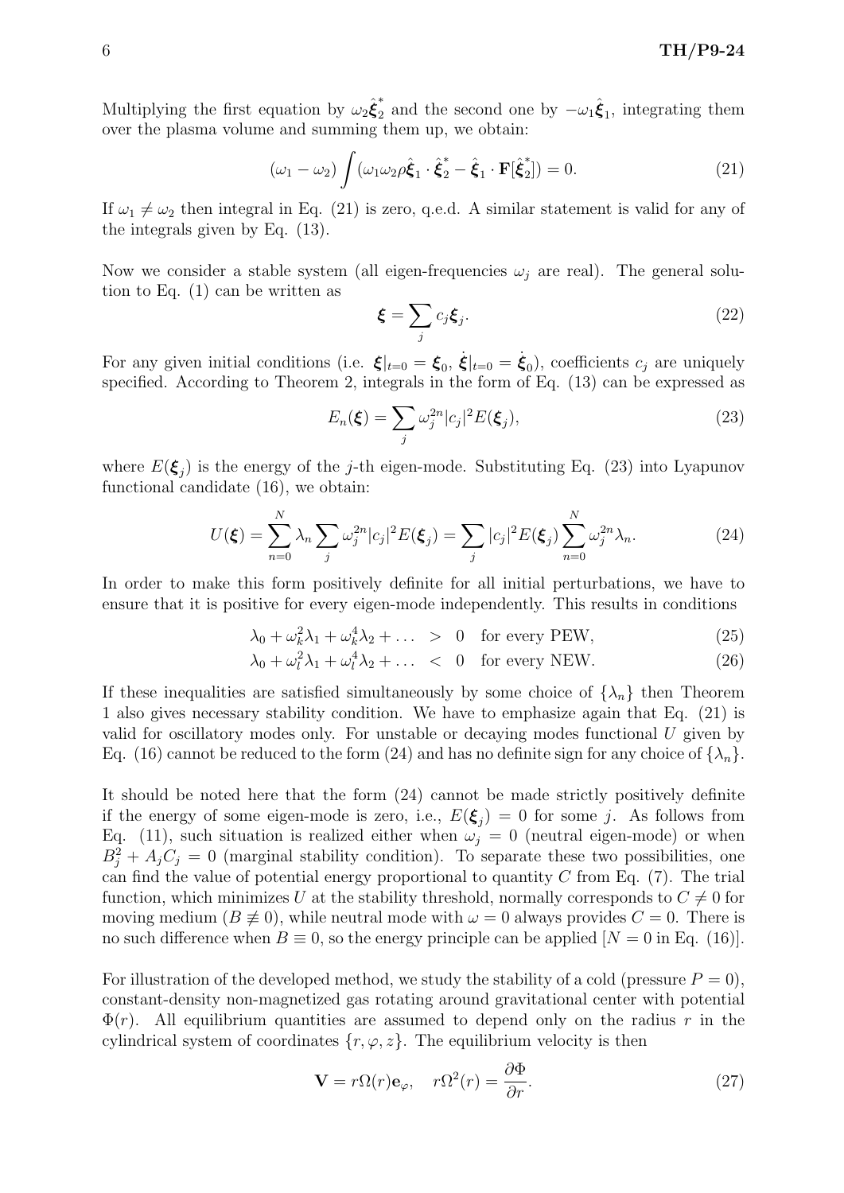Multiplying the first equation by $\omega_2\hat{\boldsymbol{\xi}}_2^*$ and the second one by $-\omega_1\hat{\boldsymbol{\xi}}_1$, integrating them over the plasma volume and summing them up, we obtain:

$$
(\omega_1 - \omega_2)\int (\omega_1\omega_2\rho\hat{\boldsymbol{\xi}}_1 \cdot \hat{\boldsymbol{\xi}}_2^* - \hat{\boldsymbol{\xi}}_1 \cdot \mathbf{F}[\hat{\boldsymbol{\xi}}_2^*]) = 0. \tag{21}
$$

If $\omega_1 \neq \omega_2$ then integral in Eq. (21) is zero, q.e.d. A similar statement is valid for any of the integrals given by Eq. (13).

Now we consider a stable system (all eigen-frequencies $\omega_j$ are real). The general solution to Eq. (1) can be written as

$$
\boldsymbol{\xi} = \sum_j c_j \boldsymbol{\xi}_j. \tag{22}
$$

For any given initial conditions (i.e. $\boldsymbol{\xi}|_{t=0} = \boldsymbol{\xi}_0$, $\dot{\boldsymbol{\xi}}|_{t=0} = \dot{\boldsymbol{\xi}}_0$), coefficients $c_j$ are uniquely specified. According to Theorem 2, integrals in the form of Eq. (13) can be expressed as

$$
E_n(\boldsymbol{\xi}) = \sum_j \omega_j^{2n} |c_j|^2 E(\boldsymbol{\xi}_j), \tag{23}
$$

where $E(\boldsymbol{\xi}_j)$ is the energy of the $j$-th eigen-mode. Substituting Eq. (23) into Lyapunov functional candidate (16), we obtain:

$$
U(\boldsymbol{\xi}) = \sum_{n=0}^{N} \lambda_n \sum_j \omega_j^{2n} |c_j|^2 E(\boldsymbol{\xi}_j) = \sum_j |c_j|^2 E(\boldsymbol{\xi}_j) \sum_{n=0}^{N} \omega_j^{2n}\lambda_n. \tag{24}
$$

In order to make this form positively definite for all initial perturbations, we have to ensure that it is positive for every eigen-mode independently. This results in conditions

$$
\lambda_0 + \omega_k^2\lambda_1 + \omega_k^4\lambda_2 + \ldots \quad > \quad 0 \quad \text{for every PEW}, \tag{25}
$$

$$
\lambda_0 + \omega_l^2\lambda_1 + \omega_l^4\lambda_2 + \ldots \quad < \quad 0 \quad \text{for every NEW}. \tag{26}
$$

If these inequalities are satisfied simultaneously by some choice of $\{\lambda_n\}$ then Theorem 1 also gives necessary stability condition. We have to emphasize again that Eq. (21) is valid for oscillatory modes only. For unstable or decaying modes functional $U$ given by Eq. (16) cannot be reduced to the form (24) and has no definite sign for any choice of $\{\lambda_n\}$.

It should be noted here that the form (24) cannot be made strictly positively definite if the energy of some eigen-mode is zero, i.e., $E(\boldsymbol{\xi}_j) = 0$ for some $j$. As follows from Eq. (11), such situation is realized either when $\omega_j = 0$ (neutral eigen-mode) or when $B_j^2 + A_jC_j = 0$ (marginal stability condition). To separate these two possibilities, one can find the value of potential energy proportional to quantity $C$ from Eq. (7). The trial function, which minimizes $U$ at the stability threshold, normally corresponds to $C \neq 0$ for moving medium ($B \not\equiv 0$), while neutral mode with $\omega = 0$ always provides $C = 0$. There is no such difference when $B \equiv 0$, so the energy principle can be applied [$N = 0$ in Eq. (16)].

For illustration of the developed method, we study the stability of a cold (pressure $P = 0$), constant-density non-magnetized gas rotating around gravitational center with potential $\Phi(r)$. All equilibrium quantities are assumed to depend only on the radius $r$ in the cylindrical system of coordinates $\{r, \varphi, z\}$. The equilibrium velocity is then

$$
\mathbf{V} = r\Omega(r)\mathbf{e}_\varphi, \quad r\Omega^2(r) = \frac{\partial\Phi}{\partial r}. \tag{27}
$$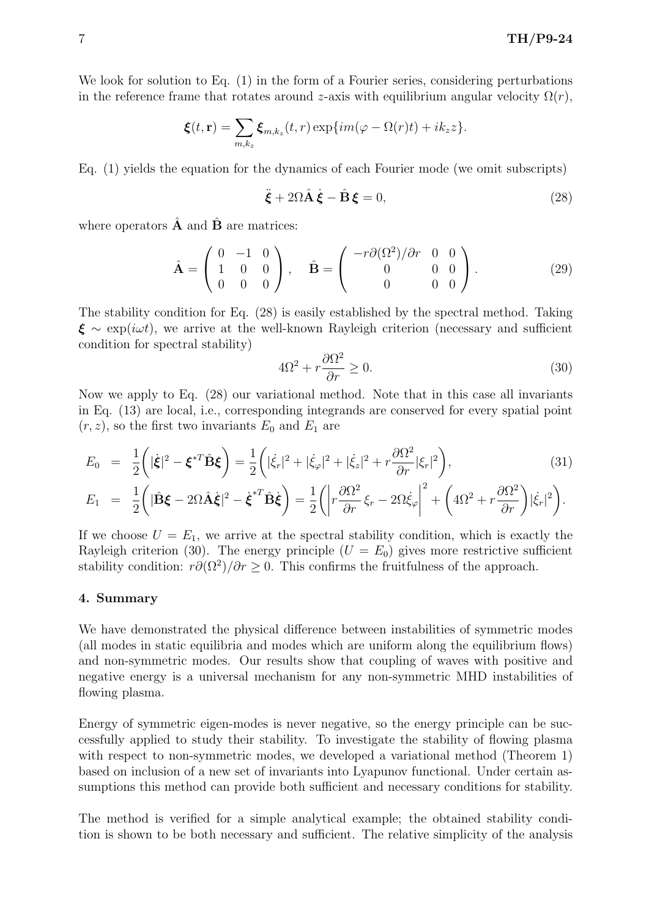We look for solution to Eq. (1) in the form of a Fourier series, considering perturbations in the reference frame that rotates around $z$-axis with equilibrium angular velocity $\Omega(r)$,

$$
\boldsymbol{\xi}(t, \mathbf{r}) = \sum_{m,k_z} \boldsymbol{\xi}_{m,k_z}(t, r) \exp\{im(\varphi - \Omega(r)t) + ik_z z\}.
$$

Eq. (1) yields the equation for the dynamics of each Fourier mode (we omit subscripts)

$$
\ddot{\boldsymbol{\xi}} + 2\Omega \hat{\mathbf{A}}\, \dot{\boldsymbol{\xi}} - \hat{\mathbf{B}}\, \boldsymbol{\xi} = 0, \tag{28}
$$

where operators $\hat{\mathbf{A}}$ and $\hat{\mathbf{B}}$ are matrices:

$$
\hat{\mathbf{A}} = \begin{pmatrix} 0 & -1 & 0 \\ 1 & 0 & 0 \\ 0 & 0 & 0 \end{pmatrix}, \quad \hat{\mathbf{B}} = \begin{pmatrix} -r\partial(\Omega^2)/\partial r & 0 & 0 \\ 0 & 0 & 0 \\ 0 & 0 & 0 \end{pmatrix}. \tag{29}
$$

The stability condition for Eq. (28) is easily established by the spectral method. Taking $\boldsymbol{\xi} \sim \exp(i\omega t)$, we arrive at the well-known Rayleigh criterion (necessary and sufficient condition for spectral stability)

$$
4\Omega^2 + r\frac{\partial \Omega^2}{\partial r} \geq 0. \tag{30}
$$

Now we apply to Eq. (28) our variational method. Note that in this case all invariants in Eq. (13) are local, i.e., corresponding integrands are conserved for every spatial point $(r, z)$, so the first two invariants $E_0$ and $E_1$ are

$$
\begin{aligned}
E_0 &= \frac{1}{2}\bigg(|\dot{\boldsymbol{\xi}}|^2 - \boldsymbol{\xi}^{*T}\hat{\mathbf{B}}\boldsymbol{\xi}\bigg) = \frac{1}{2}\bigg(|\dot{\xi}_r|^2 + |\dot{\xi}_\varphi|^2 + |\dot{\xi}_z|^2 + r\frac{\partial \Omega^2}{\partial r}|\xi_r|^2\bigg), \qquad (31) \\
E_1 &= \frac{1}{2}\bigg(|\hat{\mathbf{B}}\boldsymbol{\xi} - 2\Omega\hat{\mathbf{A}}\dot{\boldsymbol{\xi}}|^2 - \dot{\boldsymbol{\xi}}^{*T}\hat{\mathbf{B}}\dot{\boldsymbol{\xi}}\bigg) = \frac{1}{2}\bigg(\bigg|r\frac{\partial \Omega^2}{\partial r}\,\xi_r - 2\Omega\dot{\xi}_\varphi\bigg|^2 + \bigg(4\Omega^2 + r\frac{\partial \Omega^2}{\partial r}\bigg)|\dot{\xi}_r|^2\bigg).
\end{aligned}
$$

If we choose $U = E_1$, we arrive at the spectral stability condition, which is exactly the Rayleigh criterion (30). The energy principle ($U = E_0$) gives more restrictive sufficient stability condition: $r\partial(\Omega^2)/\partial r \geq 0$. This confirms the fruitfulness of the approach.

## 4. Summary

We have demonstrated the physical difference between instabilities of symmetric modes (all modes in static equilibria and modes which are uniform along the equilibrium flows) and non-symmetric modes. Our results show that coupling of waves with positive and negative energy is a universal mechanism for any non-symmetric MHD instabilities of flowing plasma.

Energy of symmetric eigen-modes is never negative, so the energy principle can be successfully applied to study their stability. To investigate the stability of flowing plasma with respect to non-symmetric modes, we developed a variational method (Theorem 1) based on inclusion of a new set of invariants into Lyapunov functional. Under certain assumptions this method can provide both sufficient and necessary conditions for stability.

The method is verified for a simple analytical example; the obtained stability condition is shown to be both necessary and sufficient. The relative simplicity of the analysis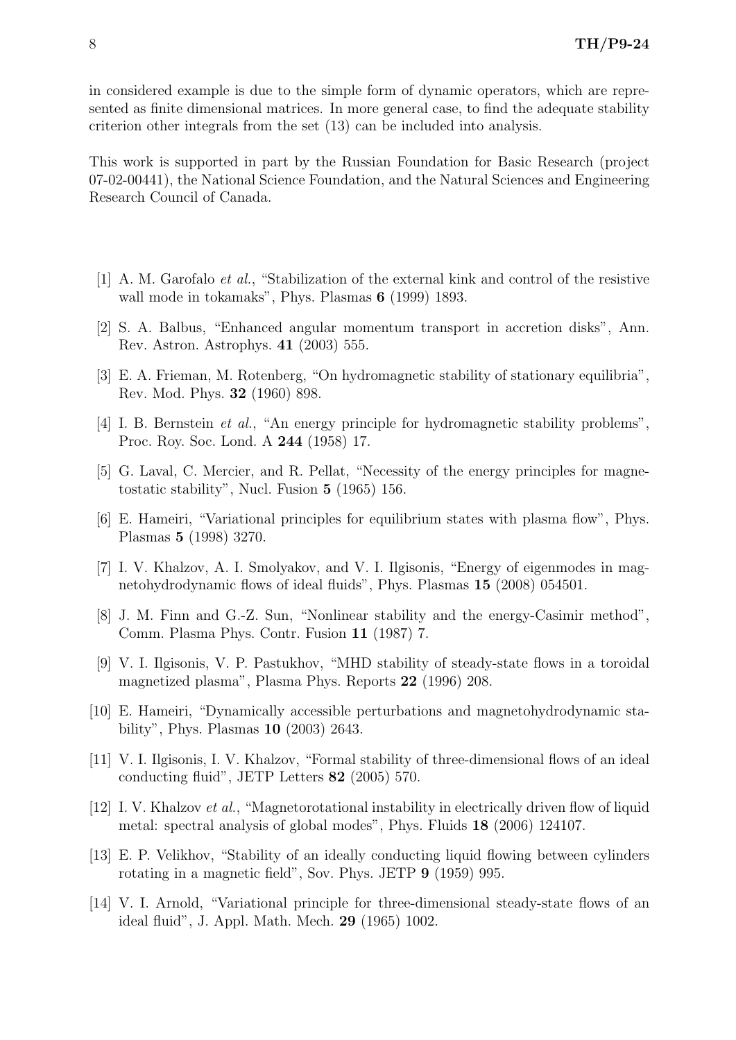in considered example is due to the simple form of dynamic operators, which are represented as finite dimensional matrices. In more general case, to find the adequate stability criterion other integrals from the set (13) can be included into analysis.

This work is supported in part by the Russian Foundation for Basic Research (project 07-02-00441), the National Science Foundation, and the Natural Sciences and Engineering Research Council of Canada.

[1] A. M. Garofalo *et al.*, "Stabilization of the external kink and control of the resistive wall mode in tokamaks", Phys. Plasmas **6** (1999) 1893.

[2] S. A. Balbus, "Enhanced angular momentum transport in accretion disks", Ann. Rev. Astron. Astrophys. **41** (2003) 555.

[3] E. A. Frieman, M. Rotenberg, "On hydromagnetic stability of stationary equilibria", Rev. Mod. Phys. **32** (1960) 898.

[4] I. B. Bernstein *et al.*, "An energy principle for hydromagnetic stability problems", Proc. Roy. Soc. Lond. A **244** (1958) 17.

[5] G. Laval, C. Mercier, and R. Pellat, "Necessity of the energy principles for magnetostatic stability", Nucl. Fusion **5** (1965) 156.

[6] E. Hameiri, "Variational principles for equilibrium states with plasma flow", Phys. Plasmas **5** (1998) 3270.

[7] I. V. Khalzov, A. I. Smolyakov, and V. I. Ilgisonis, "Energy of eigenmodes in magnetohydrodynamic flows of ideal fluids", Phys. Plasmas **15** (2008) 054501.

[8] J. M. Finn and G.-Z. Sun, "Nonlinear stability and the energy-Casimir method", Comm. Plasma Phys. Contr. Fusion **11** (1987) 7.

[9] V. I. Ilgisonis, V. P. Pastukhov, "MHD stability of steady-state flows in a toroidal magnetized plasma", Plasma Phys. Reports **22** (1996) 208.

[10] E. Hameiri, "Dynamically accessible perturbations and magnetohydrodynamic stability", Phys. Plasmas **10** (2003) 2643.

[11] V. I. Ilgisonis, I. V. Khalzov, "Formal stability of three-dimensional flows of an ideal conducting fluid", JETP Letters **82** (2005) 570.

[12] I. V. Khalzov *et al.*, "Magnetorotational instability in electrically driven flow of liquid metal: spectral analysis of global modes", Phys. Fluids **18** (2006) 124107.

[13] E. P. Velikhov, "Stability of an ideally conducting liquid flowing between cylinders rotating in a magnetic field", Sov. Phys. JETP **9** (1959) 995.

[14] V. I. Arnold, "Variational principle for three-dimensional steady-state flows of an ideal fluid", J. Appl. Math. Mech. **29** (1965) 1002.